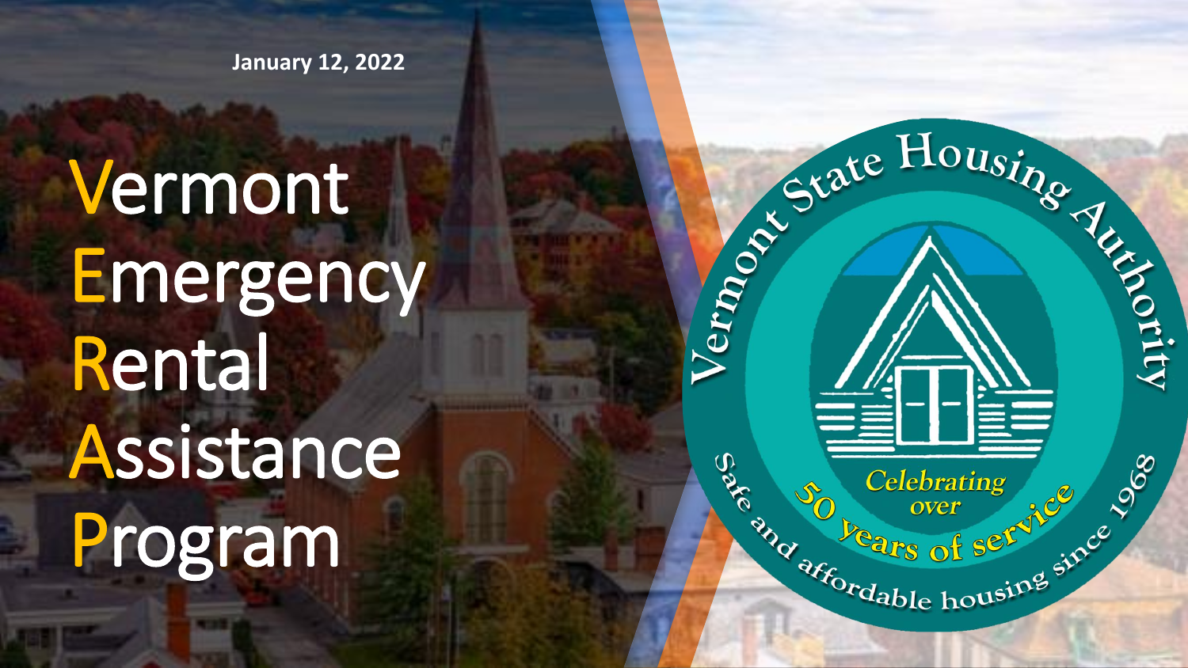January 12, 2022

# Vermont Emergency Rental Assistance Program

Vermont State Housing Authority

Celebrating over 50 years of service

Safe and affordable housing since 1968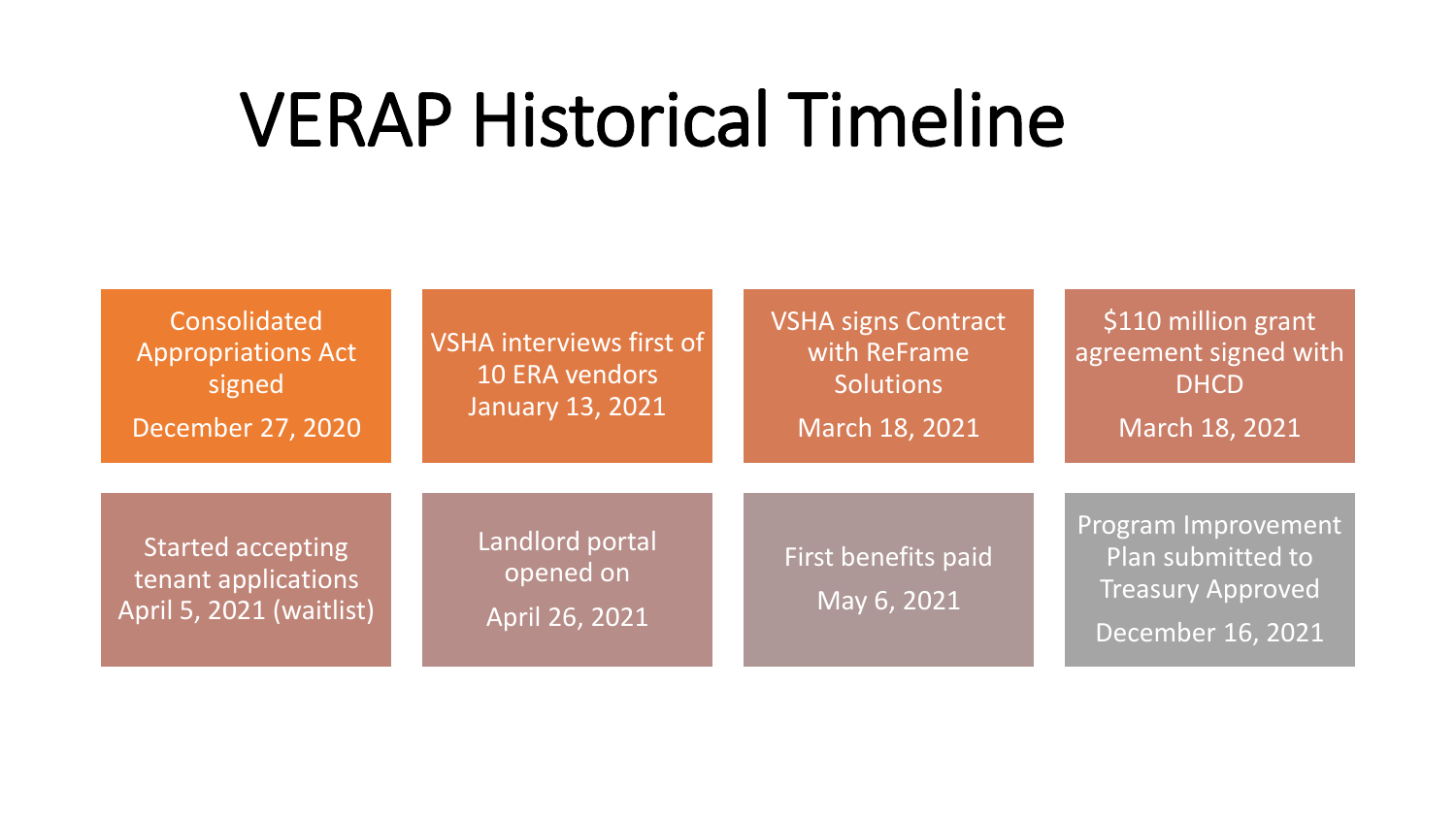# VERAP Historical Timeline

- Consolidated Appropriations Act signed
  December 27, 2020
- VSHA interviews first of 10 ERA vendors January 13, 2021
- VSHA signs Contract with ReFrame Solutions
  March 18, 2021
- $110 million grant agreement signed with DHCD
  March 18, 2021
- Started accepting tenant applications April 5, 2021 (waitlist)
- Landlord portal opened on
  April 26, 2021
- First benefits paid
  May 6, 2021
- Program Improvement Plan submitted to Treasury Approved
  December 16, 2021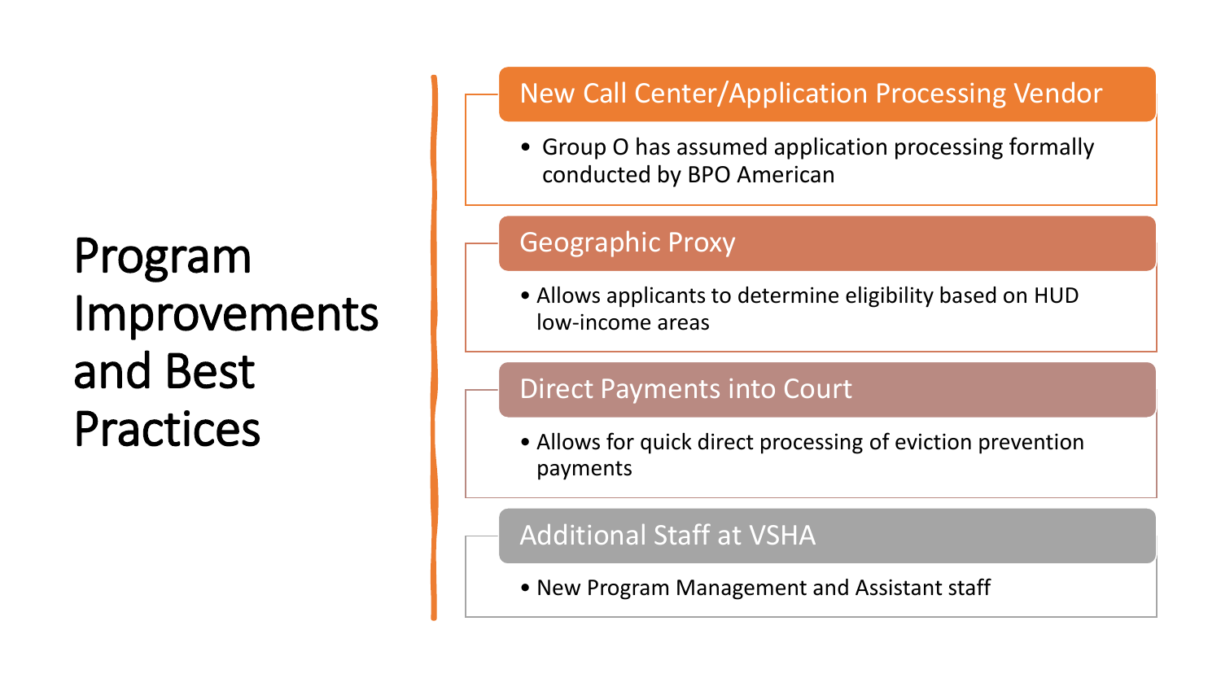# Program Improvements and Best Practices

## New Call Center/Application Processing Vendor

- Group O has assumed application processing formally conducted by BPO American

## Geographic Proxy

- Allows applicants to determine eligibility based on HUD low-income areas

## Direct Payments into Court

- Allows for quick direct processing of eviction prevention payments

## Additional Staff at VSHA

- New Program Management and Assistant staff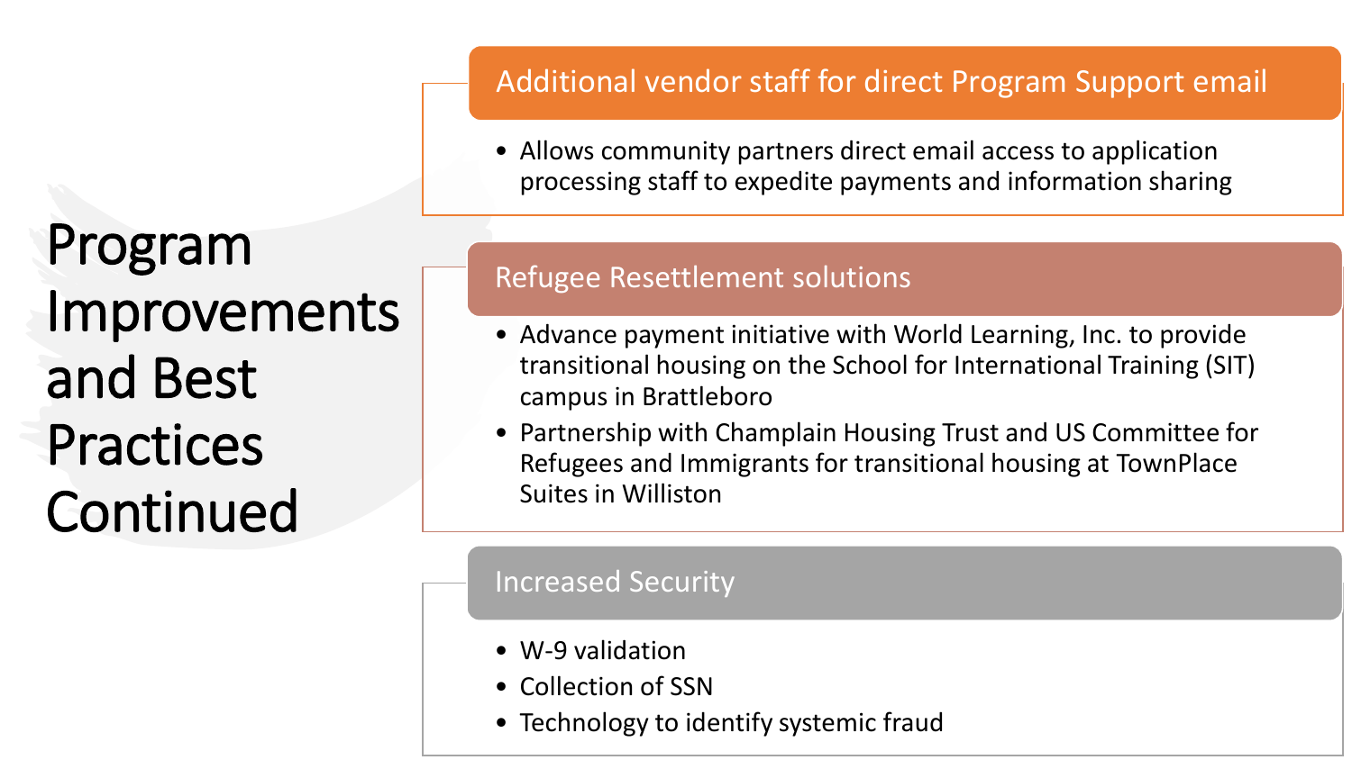# Program Improvements and Best Practices Continued

## Additional vendor staff for direct Program Support email

- Allows community partners direct email access to application processing staff to expedite payments and information sharing

## Refugee Resettlement solutions

- Advance payment initiative with World Learning, Inc. to provide transitional housing on the School for International Training (SIT) campus in Brattleboro
- Partnership with Champlain Housing Trust and US Committee for Refugees and Immigrants for transitional housing at TownPlace Suites in Williston

## Increased Security

- W-9 validation
- Collection of SSN
- Technology to identify systemic fraud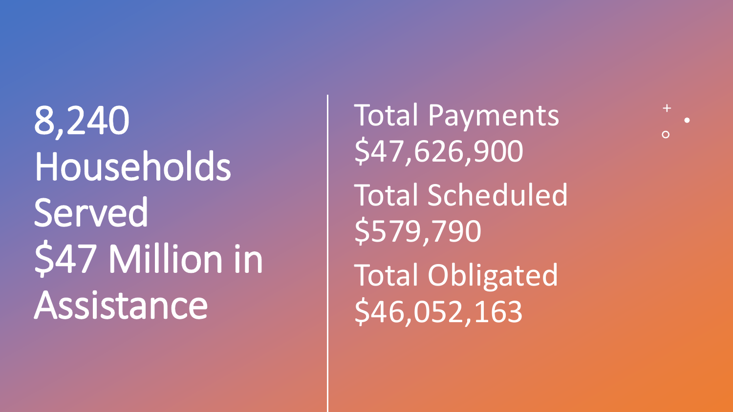8,240 Households Served

$47 Million in Assistance

Total Payments
$47,626,900

Total Scheduled
$579,790

Total Obligated
$46,052,163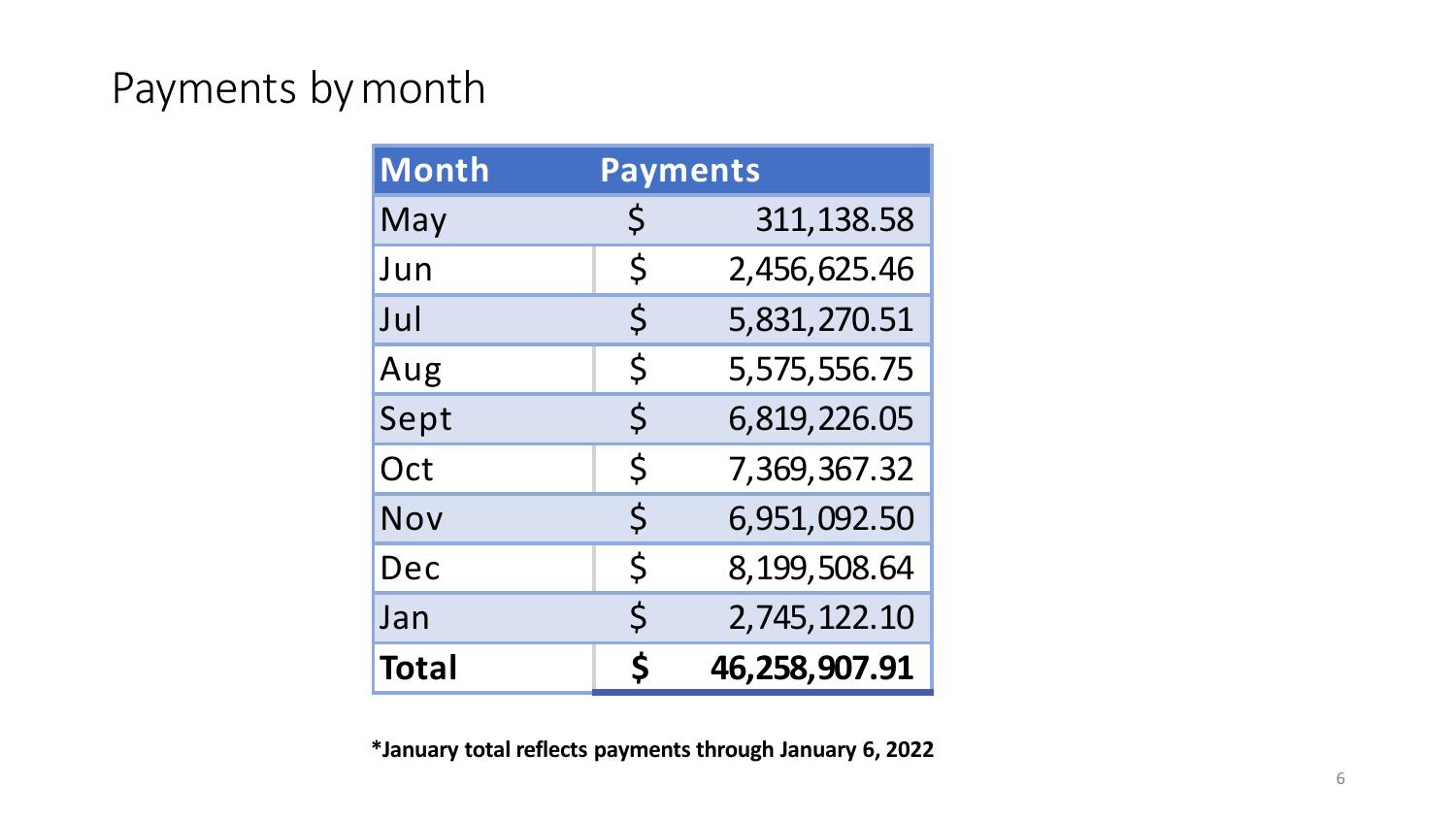# Payments by month

| Month | Payments |
|---|---|
| May | $ 311,138.58 |
| Jun | $ 2,456,625.46 |
| Jul | $ 5,831,270.51 |
| Aug | $ 5,575,556.75 |
| Sept | $ 6,819,226.05 |
| Oct | $ 7,369,367.32 |
| Nov | $ 6,951,092.50 |
| Dec | $ 8,199,508.64 |
| Jan | $ 2,745,122.10 |
| **Total** | **$ 46,258,907.91** |

***January total reflects payments through January 6, 2022**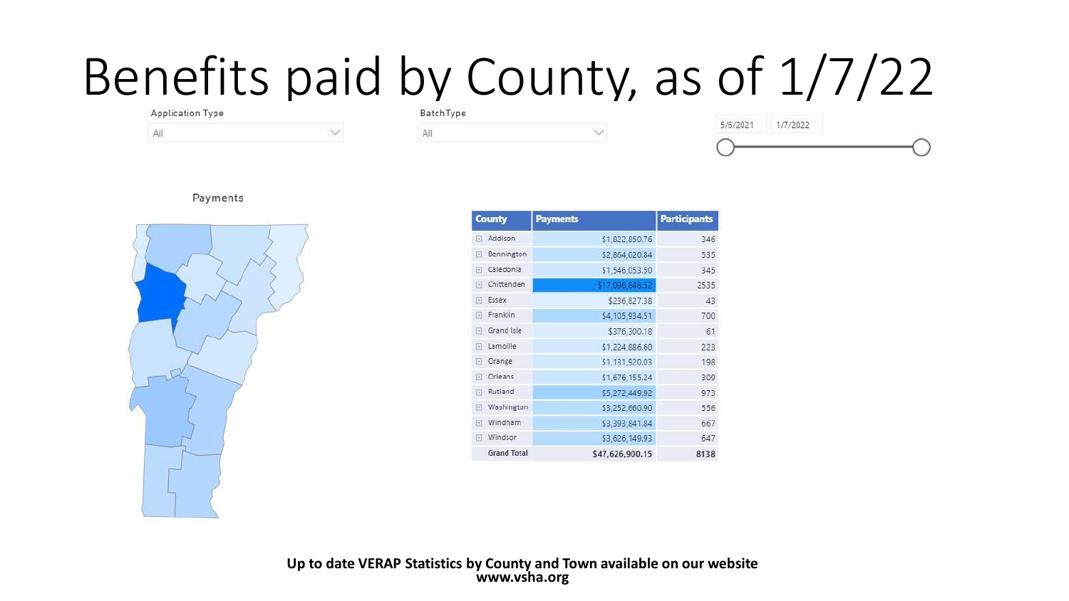# Benefits paid by County, as of 1/7/22

Application Type: All

BatchType: All

5/6/2021 – 1/7/2022

Payments

| County | Payments | Participants |
| --- | --- | --- |
| Addison | $1,822,850.76 | 346 |
| Bennington | $2,864,020.84 | 535 |
| Caledonia | $1,546,053.50 | 345 |
| Chittenden | $17,096,848.52 | 2535 |
| Essex | $236,827.38 | 43 |
| Franklin | $4,105,934.51 | 700 |
| Grand Isle | $376,300.18 | 61 |
| Lamoille | $1,224,886.60 | 223 |
| Orange | $1,131,920.03 | 198 |
| Orleans | $1,676,155.24 | 309 |
| Rutland | $5,272,449.92 | 973 |
| Washington | $3,252,660.90 | 556 |
| Windham | $3,393,841.84 | 667 |
| Windsor | $3,626,149.93 | 647 |
| **Grand Total** | **$47,626,900.15** | **8138** |

**Up to date VERAP Statistics by County and Town available on our website www.vsha.org**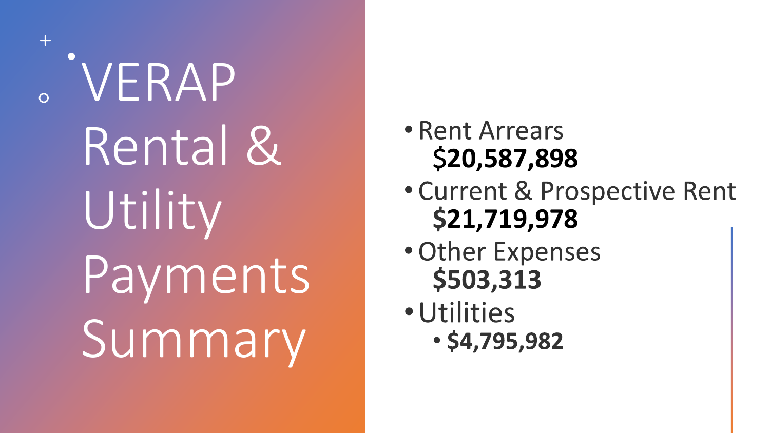# VERAP Rental & Utility Payments Summary

- Rent Arrears
  **$20,587,898**
- Current & Prospective Rent
  **$21,719,978**
- Other Expenses
  **$503,313**
- Utilities
  - **$4,795,982**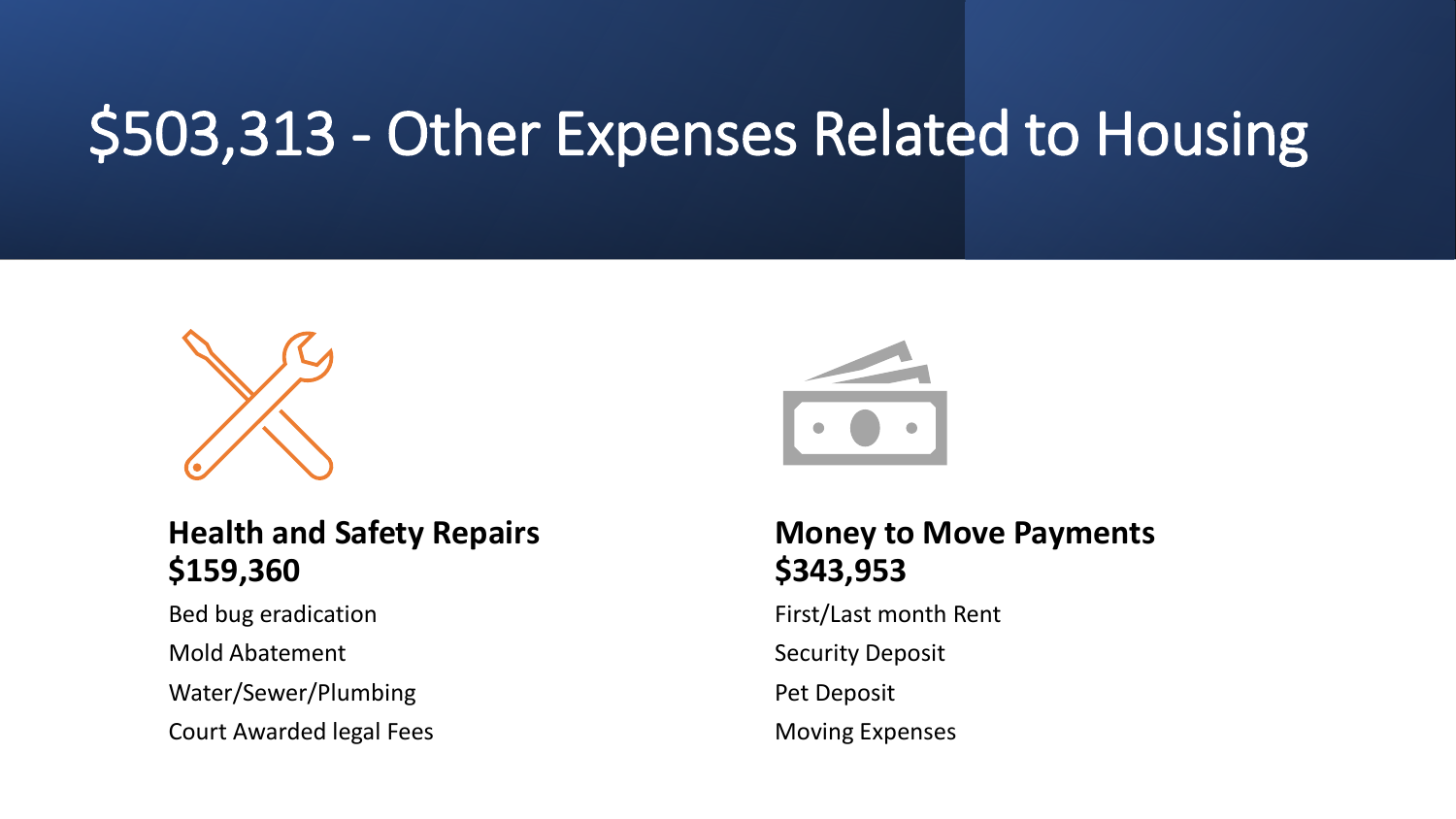# $503,313 - Other Expenses Related to Housing

**Health and Safety Repairs**
**$159,360**

Bed bug eradication

Mold Abatement

Water/Sewer/Plumbing

Court Awarded legal Fees

**Money to Move Payments**
**$343,953**

First/Last month Rent

Security Deposit

Pet Deposit

Moving Expenses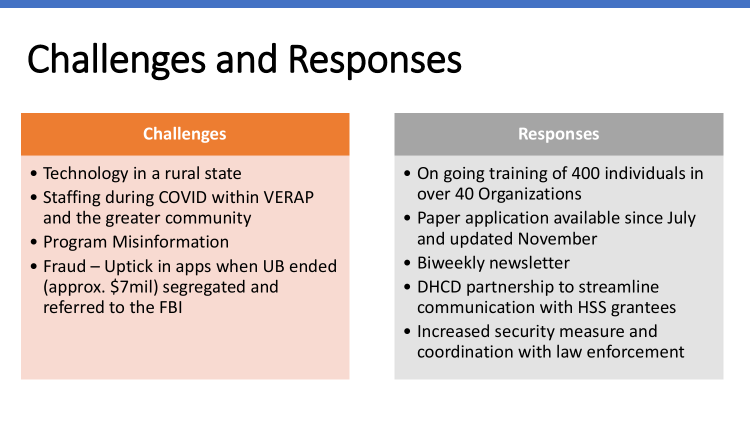# Challenges and Responses

## Challenges

- Technology in a rural state
- Staffing during COVID within VERAP and the greater community
- Program Misinformation
- Fraud – Uptick in apps when UB ended (approx. $7mil) segregated and referred to the FBI

## Responses

- On going training of 400 individuals in over 40 Organizations
- Paper application available since July and updated November
- Biweekly newsletter
- DHCD partnership to streamline communication with HSS grantees
- Increased security measure and coordination with law enforcement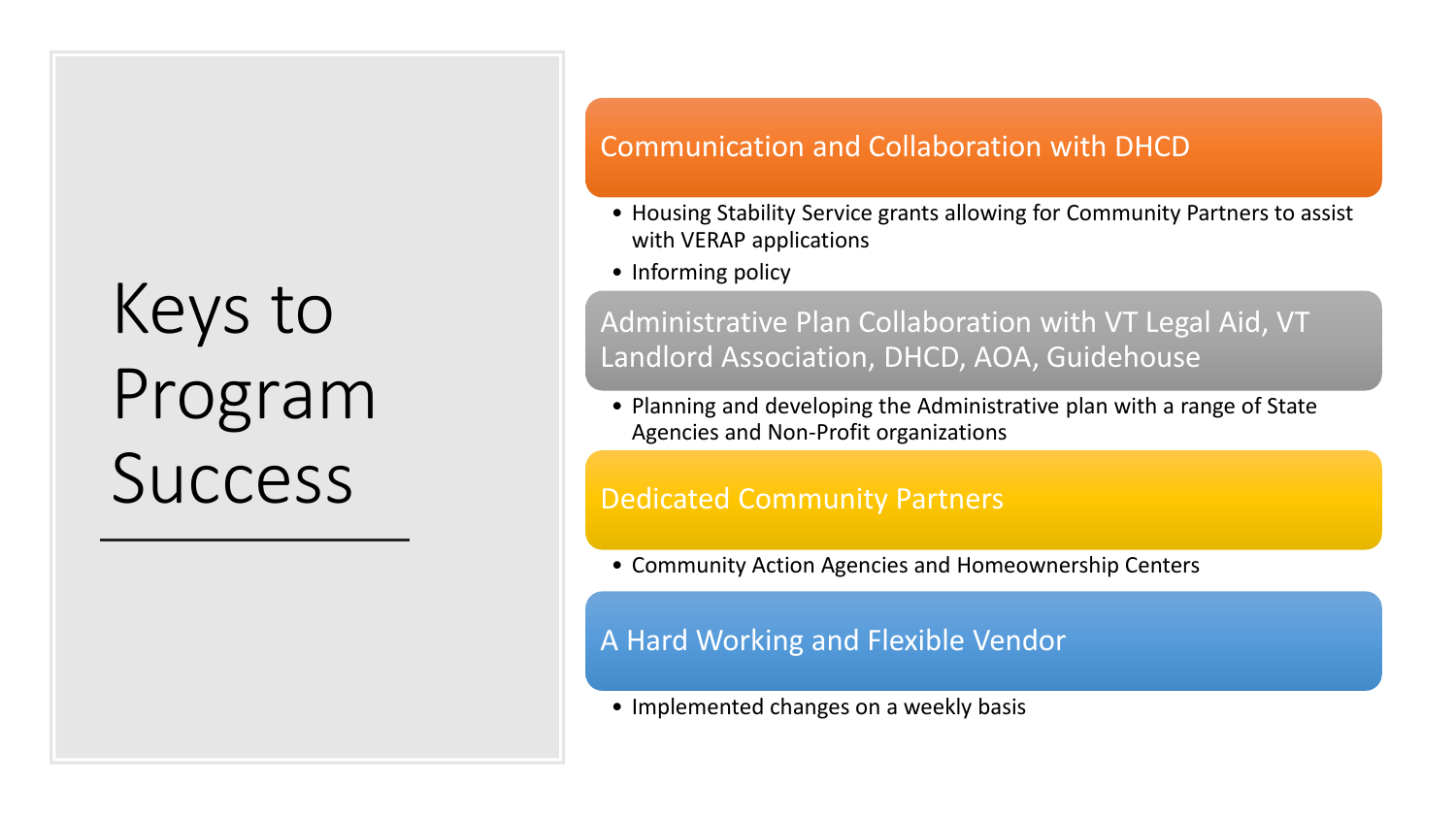# Keys to Program Success

## Communication and Collaboration with DHCD

- Housing Stability Service grants allowing for Community Partners to assist with VERAP applications
- Informing policy

## Administrative Plan Collaboration with VT Legal Aid, VT Landlord Association, DHCD, AOA, Guidehouse

- Planning and developing the Administrative plan with a range of State Agencies and Non-Profit organizations

## Dedicated Community Partners

- Community Action Agencies and Homeownership Centers

## A Hard Working and Flexible Vendor

- Implemented changes on a weekly basis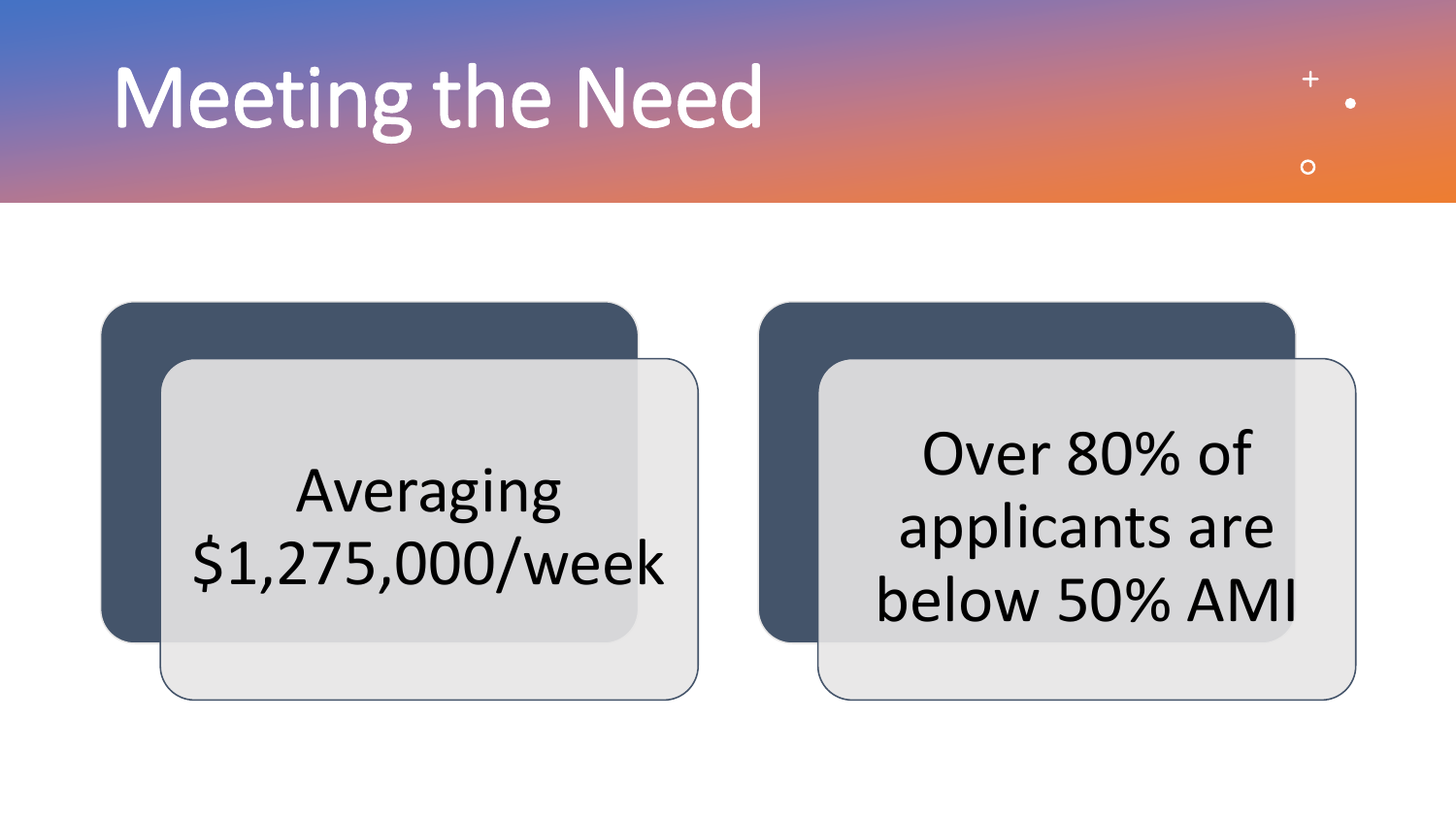# Meeting the Need

- Averaging $1,275,000/week
- Over 80% of applicants are below 50% AMI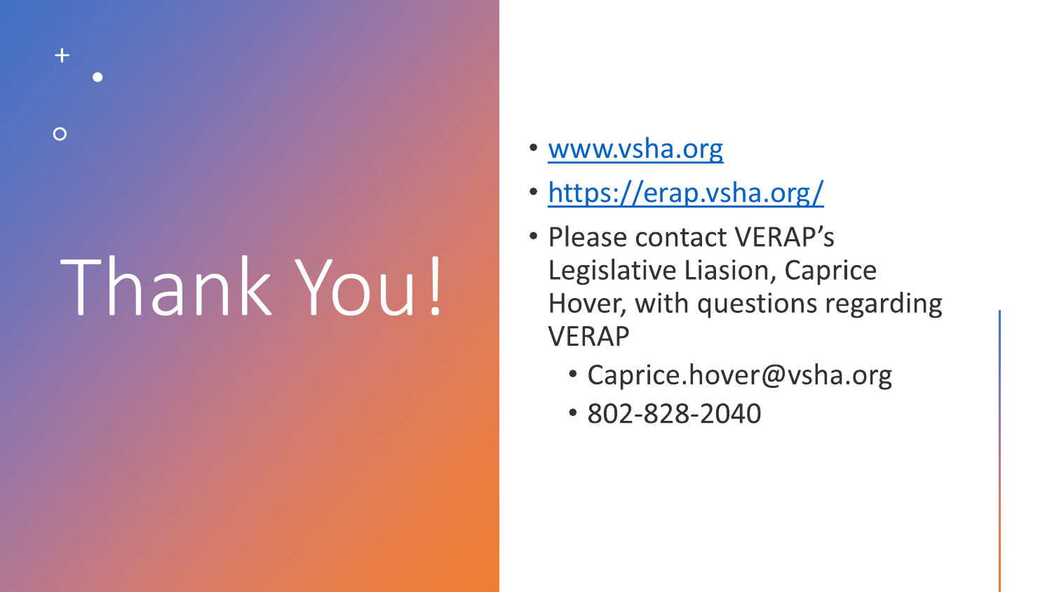# Thank You!

- [www.vsha.org](www.vsha.org)
- [https://erap.vsha.org/](https://erap.vsha.org/)
- Please contact VERAP's Legislative Liasion, Caprice Hover, with questions regarding VERAP
  - Caprice.hover@vsha.org
  - 802-828-2040